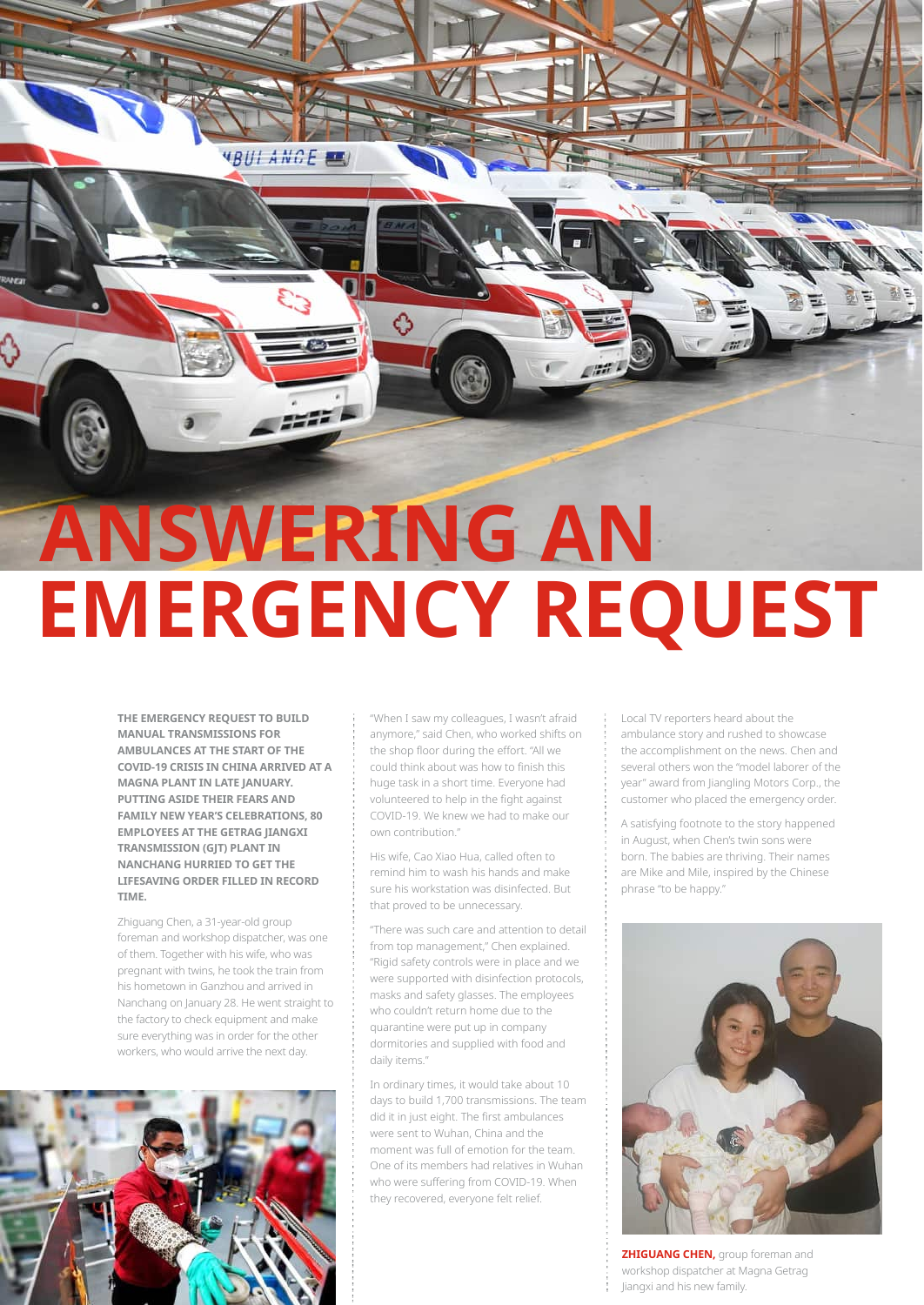# ANSWERING AN EMERGENCY REQUEST

**THE EMERGENCY REQUEST TO BUILD MANUAL TRANSMISSIONS FOR AMBULANCES AT THE START OF THE COVID-19 CRISIS IN CHINA ARRIVED AT A MAGNA PLANT IN LATE JANUARY. PUTTING ASIDE THEIR FEARS AND FAMILY NEW YEAR'S CELEBRATIONS, 80 EMPLOYEES AT THE GETRAG JIANGXI TRANSMISSION (GJT) PLANT IN NANCHANG HURRIED TO GET THE LIFESAVING ORDER FILLED IN RECORD TIME.**

Zhiguang Chen, a 31-year-old group foreman and workshop dispatcher, was one of them. Together with his wife, who was pregnant with twins, he took the train from his hometown in Ganzhou and arrived in Nanchang on January 28. He went straight to the factory to check equipment and make sure everything was in order for the other workers, who would arrive the next day.

"When I saw my colleagues, I wasn't afraid anymore," said Chen, who worked shifts on the shop floor during the effort. "All we could think about was how to finish this huge task in a short time. Everyone had volunteered to help in the fight against COVID-19. We knew we had to make our own contribution."

His wife, Cao Xiao Hua, called often to remind him to wash his hands and make sure his workstation was disinfected. But that proved to be unnecessary.

"There was such care and attention to detail from top management," Chen explained. "Rigid safety controls were in place and we were supported with disinfection protocols, masks and safety glasses. The employees who couldn't return home due to the quarantine were put up in company dormitories and supplied with food and daily items."

In ordinary times, it would take about 10 days to build 1,700 transmissions. The team did it in just eight. The first ambulances were sent to Wuhan, China and the moment was full of emotion for the team. One of its members had relatives in Wuhan who were suffering from COVID-19. When they recovered, everyone felt relief.

Local TV reporters heard about the ambulance story and rushed to showcase the accomplishment on the news. Chen and several others won the "model laborer of the year" award from Jiangling Motors Corp., the customer who placed the emergency order.

A satisfying footnote to the story happened in August, when Chen's twin sons were born. The babies are thriving. Their names are Mike and Mile, inspired by the Chinese phrase "to be happy."

**ZHIGUANG CHEN,** group foreman and workshop dispatcher at Magna Getrag Jiangxi and his new family.